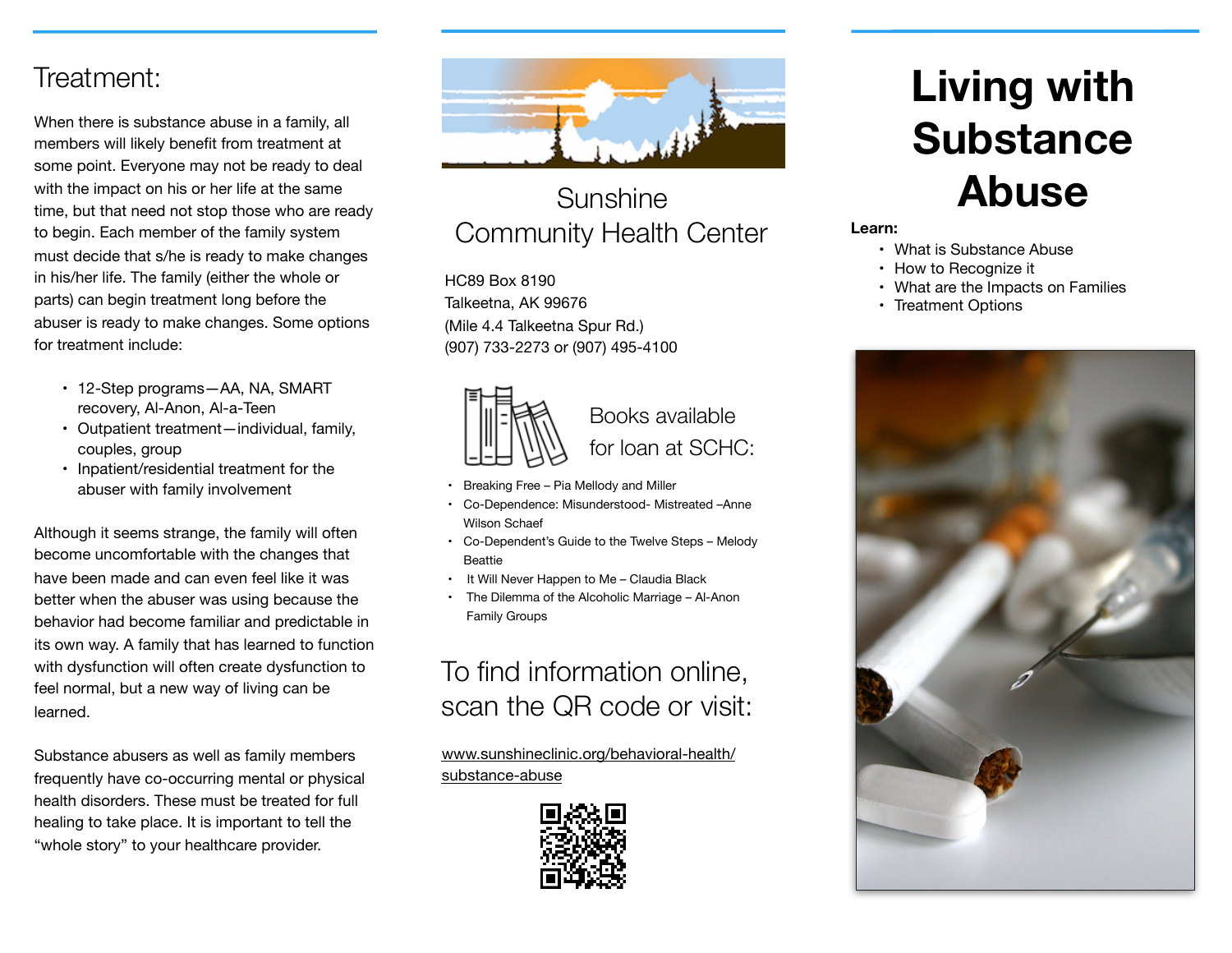## Treatment:

When there is substance abuse in a family, all members will likely benefit from treatment at some point. Everyone may not be ready to deal with the impact on his or her life at the same time, but that need not stop those who are ready to begin. Each member of the family system must decide that s/he is ready to make changes in his/her life. The family (either the whole or parts) can begin treatment long before the abuser is ready to make changes. Some options for treatment include:

- 12-Step programs—AA, NA, SMART recovery, Al-Anon, Al-a-Teen
- Outpatient treatment—individual, family, couples, group
- Inpatient/residential treatment for the abuser with family involvement

Although it seems strange, the family will often become uncomfortable with the changes that have been made and can even feel like it was better when the abuser was using because the behavior had become familiar and predictable in its own way. A family that has learned to function with dysfunction will often create dysfunction to feel normal, but a new way of living can be learned.

Substance abusers as well as family members frequently have co-occurring mental or physical health disorders. These must be treated for full healing to take place. It is important to tell the "whole story" to your healthcare provider.

## Sunshine Community Health Center

HC89 Box 8190
Talkeetna, AK 99676
(Mile 4.4 Talkeetna Spur Rd.)
(907) 733-2273 or (907) 495-4100

### Books available for loan at SCHC:

- Breaking Free – Pia Mellody and Miller
- Co-Dependence: Misunderstood- Mistreated –Anne Wilson Schaef
- Co-Dependent's Guide to the Twelve Steps – Melody Beattie
- It Will Never Happen to Me – Claudia Black
- The Dilemma of the Alcoholic Marriage – Al-Anon Family Groups

### To find information online, scan the QR code or visit:

www.sunshineclinic.org/behavioral-health/substance-abuse

# Living with Substance Abuse

**Learn:**

- What is Substance Abuse
- How to Recognize it
- What are the Impacts on Families
- Treatment Options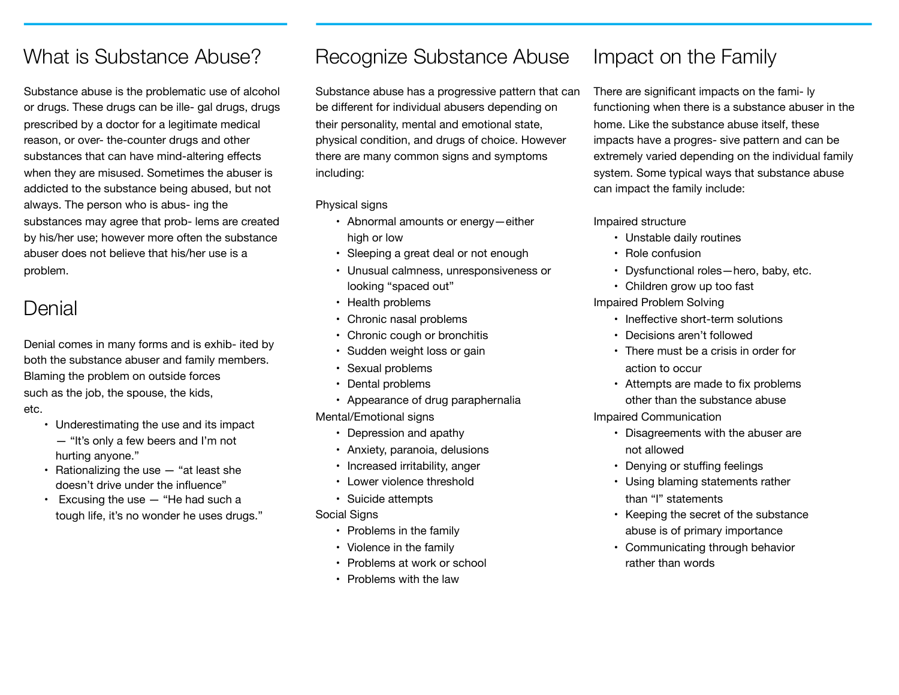## What is Substance Abuse?

Substance abuse is the problematic use of alcohol or drugs. These drugs can be ille- gal drugs, drugs prescribed by a doctor for a legitimate medical reason, or over- the-counter drugs and other substances that can have mind-altering effects when they are misused. Sometimes the abuser is addicted to the substance being abused, but not always. The person who is abus- ing the substances may agree that prob- lems are created by his/her use; however more often the substance abuser does not believe that his/her use is a problem.

## Denial

Denial comes in many forms and is exhib- ited by both the substance abuser and family members. Blaming the problem on outside forces such as the job, the spouse, the kids, etc.

- Underestimating the use and its impact — "It's only a few beers and I'm not hurting anyone."
- Rationalizing the use — "at least she doesn't drive under the influence"
- Excusing the use — "He had such a tough life, it's no wonder he uses drugs."

## Recognize Substance Abuse

Substance abuse has a progressive pattern that can be different for individual abusers depending on their personality, mental and emotional state, physical condition, and drugs of choice. However there are many common signs and symptoms including:

Physical signs

- Abnormal amounts or energy—either high or low
- Sleeping a great deal or not enough
- Unusual calmness, unresponsiveness or looking "spaced out"
- Health problems
- Chronic nasal problems
- Chronic cough or bronchitis
- Sudden weight loss or gain
- Sexual problems
- Dental problems
- Appearance of drug paraphernalia

Mental/Emotional signs

- Depression and apathy
- Anxiety, paranoia, delusions
- Increased irritability, anger
- Lower violence threshold
- Suicide attempts

Social Signs

- Problems in the family
- Violence in the family
- Problems at work or school
- Problems with the law

## Impact on the Family

There are significant impacts on the fami- ly functioning when there is a substance abuser in the home. Like the substance abuse itself, these impacts have a progres- sive pattern and can be extremely varied depending on the individual family system. Some typical ways that substance abuse can impact the family include:

Impaired structure

- Unstable daily routines
- Role confusion
- Dysfunctional roles—hero, baby, etc.
- Children grow up too fast

Impaired Problem Solving

- Ineffective short-term solutions
- Decisions aren't followed
- There must be a crisis in order for action to occur
- Attempts are made to fix problems other than the substance abuse

Impaired Communication

- Disagreements with the abuser are not allowed
- Denying or stuffing feelings
- Using blaming statements rather than "I" statements
- Keeping the secret of the substance abuse is of primary importance
- Communicating through behavior rather than words